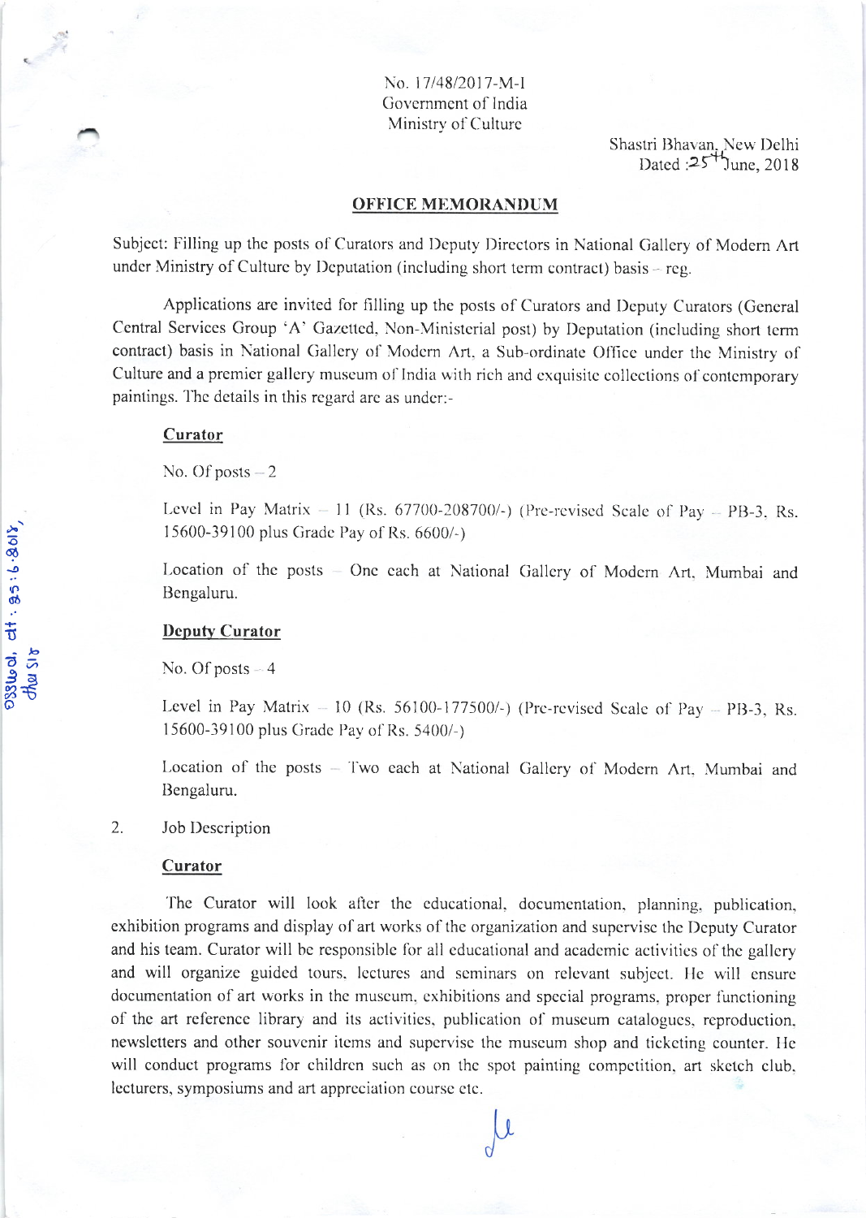No. 17/48/2017-M-I
Government of India
Ministry of Culture

Shastri Bhavan, New Delhi
Dated : 25th June, 2018

## OFFICE MEMORANDUM

Subject: Filling up the posts of Curators and Deputy Directors in National Gallery of Modern Art under Ministry of Culture by Deputation (including short term contract) basis – reg.

Applications are invited for filling up the posts of Curators and Deputy Curators (General Central Services Group 'A' Gazetted, Non-Ministerial post) by Deputation (including short term contract) basis in National Gallery of Modern Art, a Sub-ordinate Office under the Ministry of Culture and a premier gallery museum of India with rich and exquisite collections of contemporary paintings. The details in this regard are as under:-

**Curator**

No. Of posts – 2

Level in Pay Matrix – 11 (Rs. 67700-208700/-) (Pre-revised Scale of Pay – PB-3, Rs. 15600-39100 plus Grade Pay of Rs. 6600/-)

Location of the posts – One each at National Gallery of Modern Art, Mumbai and Bengaluru.

**Deputy Curator**

No. Of posts – 4

Level in Pay Matrix – 10 (Rs. 56100-177500/-) (Pre-revised Scale of Pay – PB-3, Rs. 15600-39100 plus Grade Pay of Rs. 5400/-)

Location of the posts – Two each at National Gallery of Modern Art, Mumbai and Bengaluru.

2. Job Description

**Curator**

The Curator will look after the educational, documentation, planning, publication, exhibition programs and display of art works of the organization and supervise the Deputy Curator and his team. Curator will be responsible for all educational and academic activities of the gallery and will organize guided tours, lectures and seminars on relevant subject. He will ensure documentation of art works in the museum, exhibitions and special programs, proper functioning of the art reference library and its activities, publication of museum catalogues, reproduction, newsletters and other souvenir items and supervise the museum shop and ticketing counter. He will conduct programs for children such as on the spot painting competition, art sketch club, lecturers, symposiums and art appreciation course etc.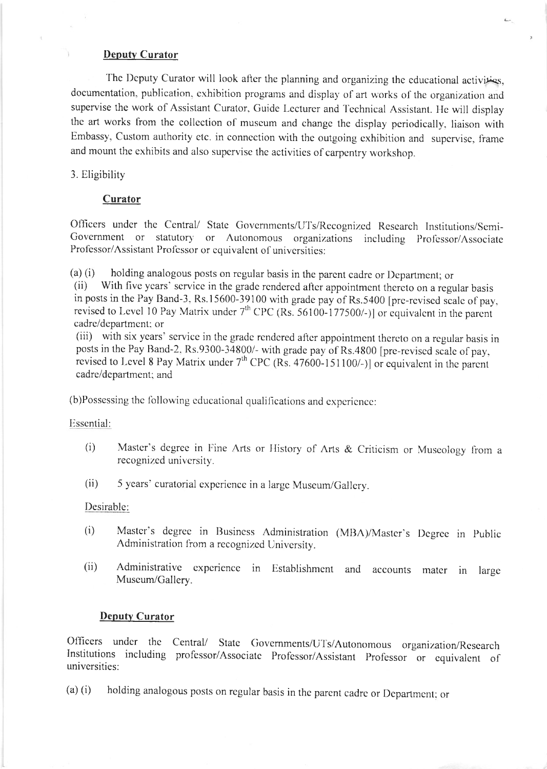**Deputy Curator**

The Deputy Curator will look after the planning and organizing the educational activities, documentation, publication, exhibition programs and display of art works of the organization and supervise the work of Assistant Curator, Guide Lecturer and Technical Assistant. He will display the art works from the collection of museum and change the display periodically, liaison with Embassy, Custom authority etc. in connection with the outgoing exhibition and supervise, frame and mount the exhibits and also supervise the activities of carpentry workshop.

3. Eligibility

**Curator**

Officers under the Central/ State Governments/UTs/Recognized Research Institutions/Semi-Government or statutory or Autonomous organizations including Professor/Associate Professor/Assistant Professor or equivalent of universities:

(a) (i) holding analogous posts on regular basis in the parent cadre or Department; or

(ii) With five years' service in the grade rendered after appointment thereto on a regular basis in posts in the Pay Band-3, Rs.15600-39100 with grade pay of Rs.5400 [pre-revised scale of pay, revised to Level 10 Pay Matrix under 7th CPC (Rs. 56100-177500/-)] or equivalent in the parent cadre/department; or

(iii) with six years' service in the grade rendered after appointment thereto on a regular basis in posts in the Pay Band-2, Rs.9300-34800/- with grade pay of Rs.4800 [pre-revised scale of pay, revised to Level 8 Pay Matrix under 7th CPC (Rs. 47600-151100/-)] or equivalent in the parent cadre/department; and

(b)Possessing the following educational qualifications and experience:

Essential:

(i) Master's degree in Fine Arts or History of Arts & Criticism or Museology from a recognized university.

(ii) 5 years' curatorial experience in a large Museum/Gallery.

Desirable:

(i) Master's degree in Business Administration (MBA)/Master's Degree in Public Administration from a recognized University.

(ii) Administrative experience in Establishment and accounts mater in large Museum/Gallery.

**Deputy Curator**

Officers under the Central/ State Governments/UTs/Autonomous organization/Research Institutions including professor/Associate Professor/Assistant Professor or equivalent of universities:

(a) (i) holding analogous posts on regular basis in the parent cadre or Department; or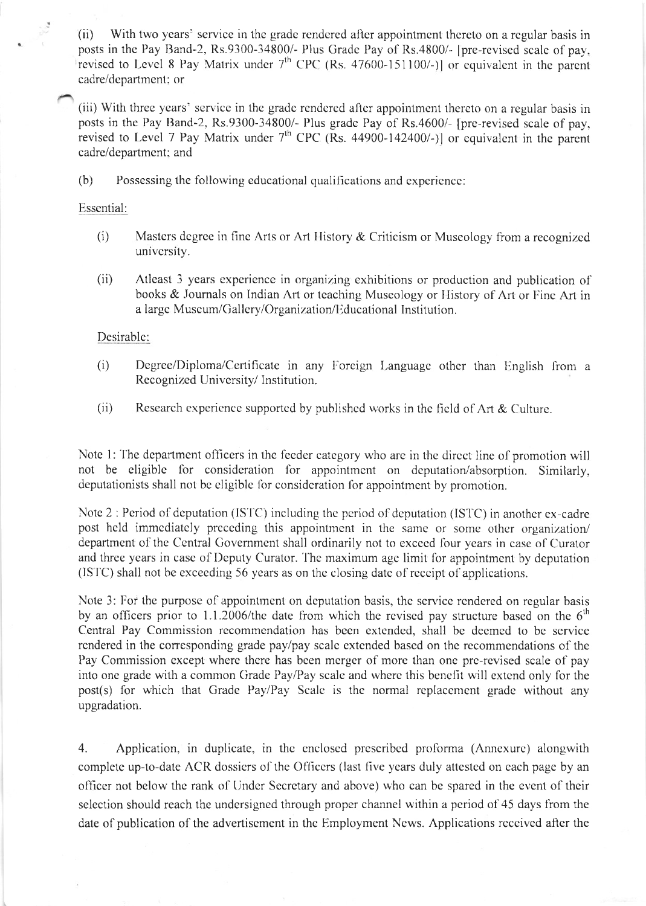(ii) With two years' service in the grade rendered after appointment thereto on a regular basis in posts in the Pay Band-2, Rs.9300-34800/- Plus Grade Pay of Rs.4800/- [pre-revised scale of pay, revised to Level 8 Pay Matrix under 7th CPC (Rs. 47600-151100/-)] or equivalent in the parent cadre/department; or

(iii) With three years' service in the grade rendered after appointment thereto on a regular basis in posts in the Pay Band-2, Rs.9300-34800/- Plus grade Pay of Rs.4600/- [pre-revised scale of pay, revised to Level 7 Pay Matrix under 7th CPC (Rs. 44900-142400/-)] or equivalent in the parent cadre/department; and

(b) Possessing the following educational qualifications and experience:

Essential:

(i) Masters degree in fine Arts or Art History & Criticism or Museology from a recognized university.

(ii) Atleast 3 years experience in organizing exhibitions or production and publication of books & Journals on Indian Art or teaching Museology or History of Art or Fine Art in a large Museum/Gallery/Organization/Educational Institution.

Desirable:

(i) Degree/Diploma/Certificate in any Foreign Language other than English from a Recognized University/ Institution.

(ii) Research experience supported by published works in the field of Art & Culture.

Note 1: The department officers in the feeder category who are in the direct line of promotion will not be eligible for consideration for appointment on deputation/absorption. Similarly, deputationists shall not be eligible for consideration for appointment by promotion.

Note 2 : Period of deputation (ISTC) including the period of deputation (ISTC) in another ex-cadre post held immediately preceding this appointment in the same or some other organization/ department of the Central Government shall ordinarily not to exceed four years in case of Curator and three years in case of Deputy Curator. The maximum age limit for appointment by deputation (ISTC) shall not be exceeding 56 years as on the closing date of receipt of applications.

Note 3: For the purpose of appointment on deputation basis, the service rendered on regular basis by an officers prior to 1.1.2006/the date from which the revised pay structure based on the 6th Central Pay Commission recommendation has been extended, shall be deemed to be service rendered in the corresponding grade pay/pay scale extended based on the recommendations of the Pay Commission except where there has been merger of more than one pre-revised scale of pay into one grade with a common Grade Pay/Pay scale and where this benefit will extend only for the post(s) for which that Grade Pay/Pay Scale is the normal replacement grade without any upgradation.

4. Application, in duplicate, in the enclosed prescribed proforma (Annexure) alongwith complete up-to-date ACR dossiers of the Officers (last five years duly attested on each page by an officer not below the rank of Under Secretary and above) who can be spared in the event of their selection should reach the undersigned through proper channel within a period of 45 days from the date of publication of the advertisement in the Employment News. Applications received after the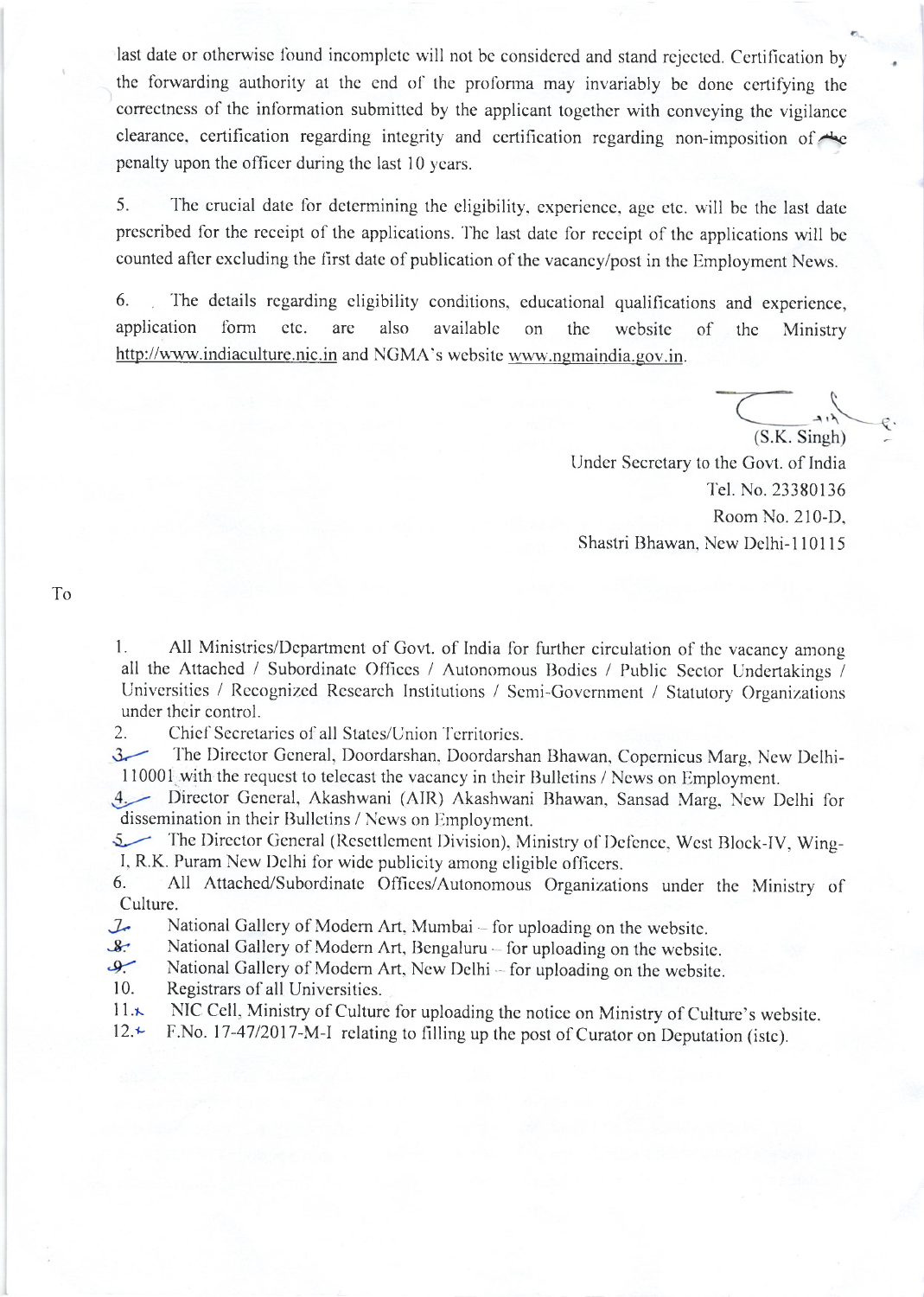last date or otherwise found incomplete will not be considered and stand rejected. Certification by the forwarding authority at the end of the proforma may invariably be done certifying the correctness of the information submitted by the applicant together with conveying the vigilance clearance, certification regarding integrity and certification regarding non-imposition of the penalty upon the officer during the last 10 years.

5. The crucial date for determining the eligibility, experience, age etc. will be the last date prescribed for the receipt of the applications. The last date for receipt of the applications will be counted after excluding the first date of publication of the vacancy/post in the Employment News.

6. The details regarding eligibility conditions, educational qualifications and experience, application form etc. are also available on the website of the Ministry http://www.indiaculture.nic.in and NGMA's website www.ngmaindia.gov.in.

(S.K. Singh)
Under Secretary to the Govt. of India
Tel. No. 23380136
Room No. 210-D,
Shastri Bhawan, New Delhi-110115

To

1. All Ministries/Department of Govt. of India for further circulation of the vacancy among all the Attached / Subordinate Offices / Autonomous Bodies / Public Sector Undertakings / Universities / Recognized Research Institutions / Semi-Government / Statutory Organizations under their control.
2. Chief Secretaries of all States/Union Territories.
3. The Director General, Doordarshan, Doordarshan Bhawan, Copernicus Marg, New Delhi-110001 with the request to telecast the vacancy in their Bulletins / News on Employment.
4. Director General, Akashwani (AIR) Akashwani Bhawan, Sansad Marg, New Delhi for dissemination in their Bulletins / News on Employment.
5. The Director General (Resettlement Division), Ministry of Defence, West Block-IV, Wing-I, R.K. Puram New Delhi for wide publicity among eligible officers.
6. All Attached/Subordinate Offices/Autonomous Organizations under the Ministry of Culture.
7. National Gallery of Modern Art, Mumbai – for uploading on the website.
8. National Gallery of Modern Art, Bengaluru – for uploading on the website.
9. National Gallery of Modern Art, New Delhi – for uploading on the website.
10. Registrars of all Universities.
11. NIC Cell, Ministry of Culture for uploading the notice on Ministry of Culture's website.
12. F.No. 17-47/2017-M-I relating to filling up the post of Curator on Deputation (istc).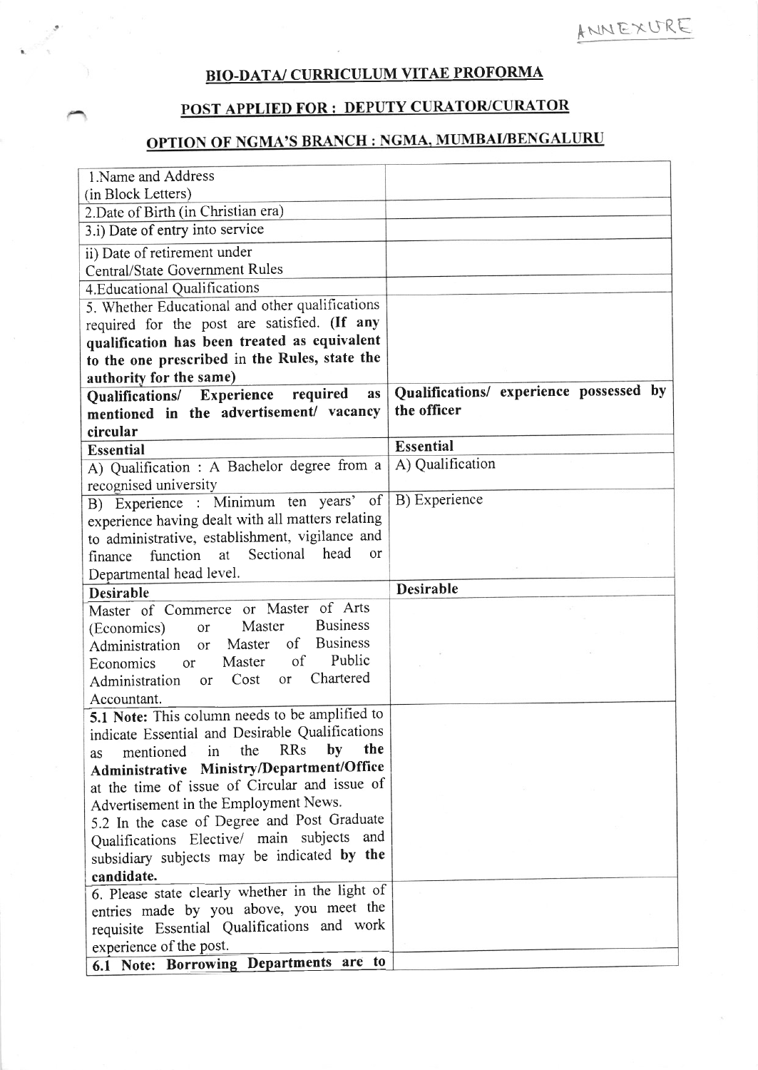ANNEXURE

## BIO-DATA/ CURRICULUM VITAE PROFORMA

## POST APPLIED FOR : DEPUTY CURATOR/CURATOR

## OPTION OF NGMA'S BRANCH : NGMA, MUMBAI/BENGALURU

| | |
|---|---|
| 1.Name and Address (in Block Letters) | |
| 2.Date of Birth (in Christian era) | |
| 3.i) Date of entry into service | |
| ii) Date of retirement under Central/State Government Rules | |
| 4.Educational Qualifications | |
| 5. Whether Educational and other qualifications required for the post are satisfied. **(If any qualification has been treated as equivalent to the one prescribed in the Rules, state the authority for the same)** | |
| **Qualifications/ Experience required as mentioned in the advertisement/ vacancy circular** | **Qualifications/ experience possessed by the officer** |
| **Essential** | **Essential** |
| A) Qualification : A Bachelor degree from a recognised university | A) Qualification |
| B) Experience : Minimum ten years' of experience having dealt with all matters relating to administrative, establishment, vigilance and finance function at Sectional head or Departmental head level. | B) Experience |
| **Desirable** | **Desirable** |
| Master of Commerce or Master of Arts (Economics) or Master Business Administration or Master of Business Economics or Master of Public Administration or Cost or Chartered Accountant. | |
| **5.1 Note:** This column needs to be amplified to indicate Essential and Desirable Qualifications as mentioned in the RRs **by the Administrative Ministry/Department/Office** at the time of issue of Circular and issue of Advertisement in the Employment News. 5.2 In the case of Degree and Post Graduate Qualifications Elective/ main subjects and subsidiary subjects may be indicated **by the candidate.** | |
| 6. Please state clearly whether in the light of entries made by you above, you meet the requisite Essential Qualifications and work experience of the post. | |
| **6.1 Note: Borrowing Departments are to** | |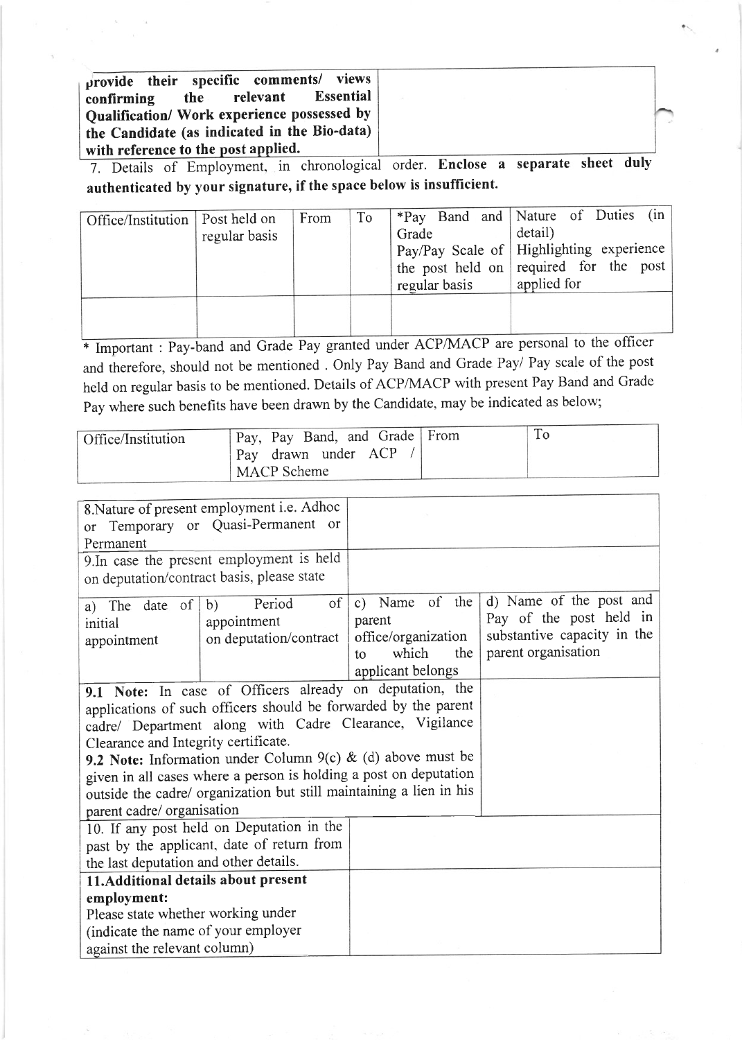| provide their specific comments/ views confirming the relevant Essential Qualification/ Work experience possessed by the Candidate (as indicated in the Bio-data) with reference to the post applied. | |
|---|---|

7. Details of Employment, in chronological order. **Enclose a separate sheet duly authenticated by your signature, if the space below is insufficient.**

| Office/Institution | Post held on regular basis | From | To | *Pay Band and Grade Pay/Pay Scale of the post held on regular basis | Nature of Duties (in detail) Highlighting experience required for the post applied for |
|---|---|---|---|---|---|
| | | | | | |

\* Important : Pay-band and Grade Pay granted under ACP/MACP are personal to the officer and therefore, should not be mentioned . Only Pay Band and Grade Pay/ Pay scale of the post held on regular basis to be mentioned. Details of ACP/MACP with present Pay Band and Grade Pay where such benefits have been drawn by the Candidate, may be indicated as below;

| Office/Institution | Pay, Pay Band, and Grade Pay drawn under ACP / MACP Scheme | From | To |
|---|---|---|---|

| 8.Nature of present employment i.e. Adhoc or Temporary or Quasi-Permanent or Permanent | | | |
|---|---|---|---|
| 9.In case the present employment is held on deputation/contract basis, please state | | | |
| a) The date of initial appointment | b) Period of appointment on deputation/contract | c) Name of the parent office/organization to which the applicant belongs | d) Name of the post and Pay of the post held in substantive capacity in the parent organisation |
| **9.1 Note:** In case of Officers already on deputation, the applications of such officers should be forwarded by the parent cadre/ Department along with Cadre Clearance, Vigilance Clearance and Integrity certificate.<br>**9.2 Note:** Information under Column 9(c) & (d) above must be given in all cases where a person is holding a post on deputation outside the cadre/ organization but still maintaining a lien in his parent cadre/ organisation | | | |
| 10. If any post held on Deputation in the past by the applicant, date of return from the last deputation and other details. | | | |
| **11.Additional details about present employment:**<br>Please state whether working under (indicate the name of your employer against the relevant column) | | | |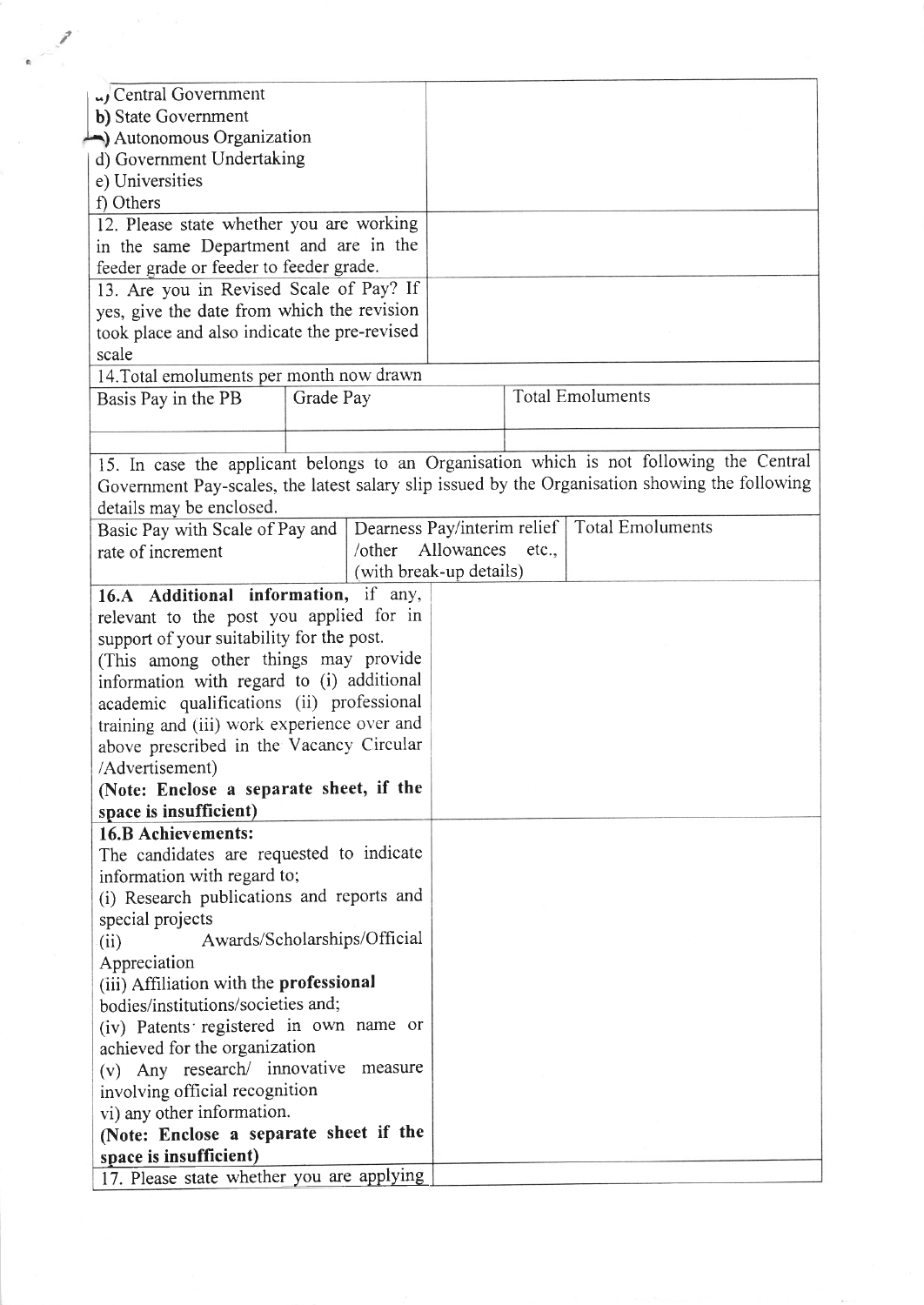| | |
|---|---|
| a) Central Government<br>b) State Government<br>c) Autonomous Organization<br>d) Government Undertaking<br>e) Universities<br>f) Others | |
| 12. Please state whether you are working in the same Department and are in the feeder grade or feeder to feeder grade. | |
| 13. Are you in Revised Scale of Pay? If yes, give the date from which the revision took place and also indicate the pre-revised scale | |

14. Total emoluments per month now drawn

| Basis Pay in the PB | Grade Pay | Total Emoluments |
|---|---|---|
| | | |

15. In case the applicant belongs to an Organisation which is not following the Central Government Pay-scales, the latest salary slip issued by the Organisation showing the following details may be enclosed.

| Basic Pay with Scale of Pay and rate of increment | Dearness Pay/interim relief /other Allowances etc., (with break-up details) | Total Emoluments |
|---|---|---|

| | |
|---|---|
| **16.A Additional information,** if any, relevant to the post you applied for in support of your suitability for the post.<br>(This among other things may provide information with regard to (i) additional academic qualifications (ii) professional training and (iii) work experience over and above prescribed in the Vacancy Circular /Advertisement)<br>**(Note: Enclose a separate sheet, if the space is insufficient)** | |
| **16.B Achievements:**<br>The candidates are requested to indicate information with regard to;<br>(i) Research publications and reports and special projects<br>(ii) Awards/Scholarships/Official Appreciation<br>(iii) Affiliation with the **professional** bodies/institutions/societies and;<br>(iv) Patents registered in own name or achieved for the organization<br>(v) Any research/ innovative measure involving official recognition<br>vi) any other information.<br>**(Note: Enclose a separate sheet if the space is insufficient)** | |
| 17. Please state whether you are applying | |